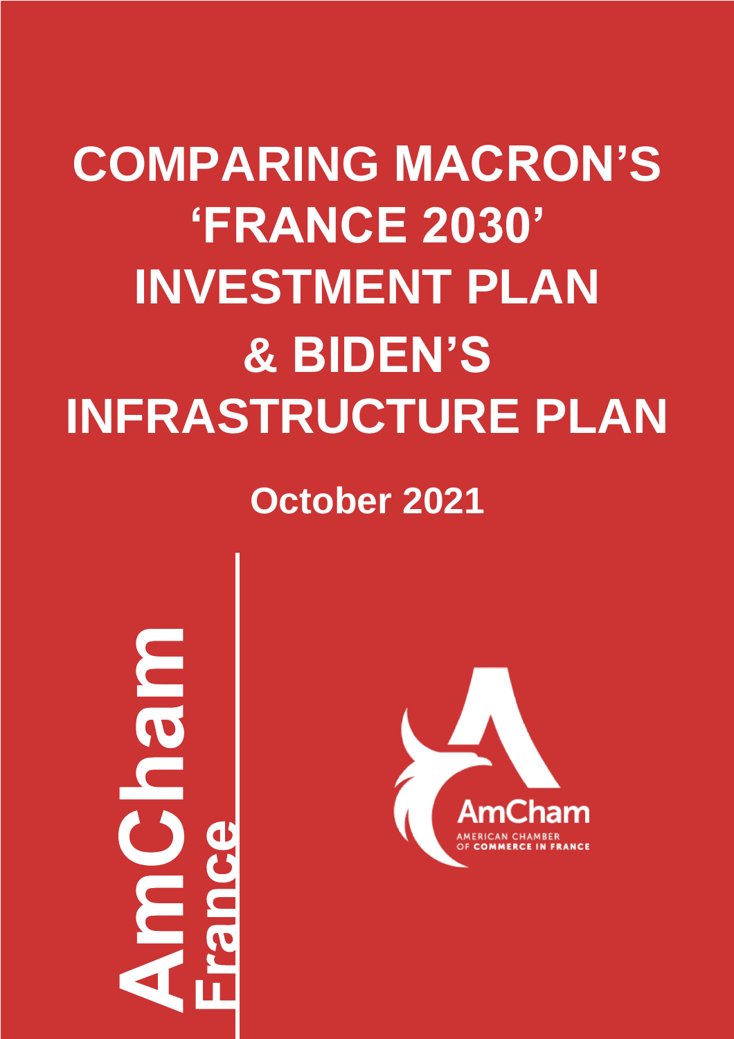# COMPARING MACRON'S 'FRANCE 2030' INVESTMENT PLAN & BIDEN'S INFRASTRUCTURE PLAN

**October 2021**

**AmCham France**

AmCham
AMERICAN CHAMBER OF COMMERCE IN FRANCE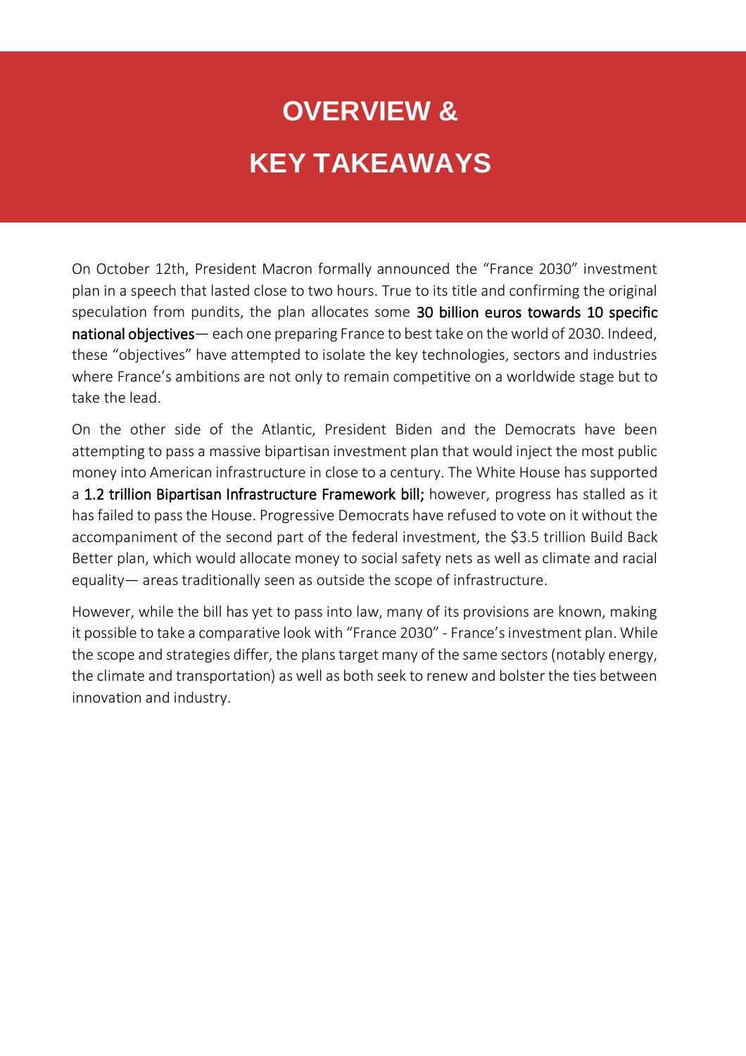# OVERVIEW & KEY TAKEAWAYS

On October 12th, President Macron formally announced the "France 2030" investment plan in a speech that lasted close to two hours. True to its title and confirming the original speculation from pundits, the plan allocates some **30 billion euros towards 10 specific national objectives**— each one preparing France to best take on the world of 2030. Indeed, these "objectives" have attempted to isolate the key technologies, sectors and industries where France's ambitions are not only to remain competitive on a worldwide stage but to take the lead.

On the other side of the Atlantic, President Biden and the Democrats have been attempting to pass a massive bipartisan investment plan that would inject the most public money into American infrastructure in close to a century. The White House has supported a **1.2 trillion Bipartisan Infrastructure Framework bill;** however, progress has stalled as it has failed to pass the House. Progressive Democrats have refused to vote on it without the accompaniment of the second part of the federal investment, the $3.5 trillion Build Back Better plan, which would allocate money to social safety nets as well as climate and racial equality— areas traditionally seen as outside the scope of infrastructure.

However, while the bill has yet to pass into law, many of its provisions are known, making it possible to take a comparative look with "France 2030" - France's investment plan. While the scope and strategies differ, the plans target many of the same sectors (notably energy, the climate and transportation) as well as both seek to renew and bolster the ties between innovation and industry.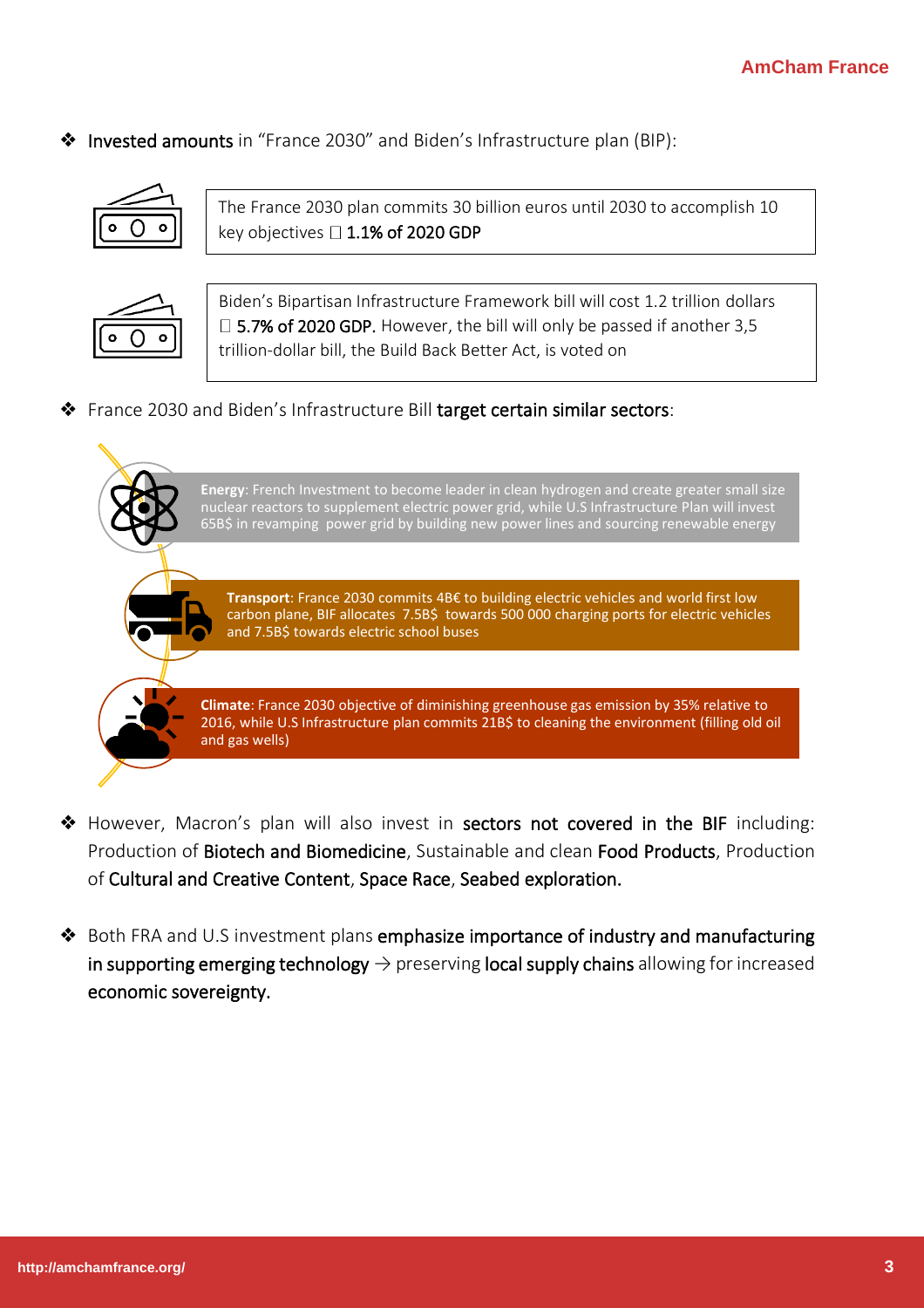- **Invested amounts** in "France 2030" and Biden's Infrastructure plan (BIP):

The France 2030 plan commits 30 billion euros until 2030 to accomplish 10 key objectives  **1.1% of 2020 GDP**

Biden's Bipartisan Infrastructure Framework bill will cost 1.2 trillion dollars  **5.7% of 2020 GDP.** However, the bill will only be passed if another 3,5 trillion-dollar bill, the Build Back Better Act, is voted on

- France 2030 and Biden's Infrastructure Bill **target certain similar sectors**:

**Energy**: French Investment to become leader in clean hydrogen and create greater small size nuclear reactors to supplement electric power grid, while U.S Infrastructure Plan will invest 65B$ in revamping power grid by building new power lines and sourcing renewable energy

**Transport**: France 2030 commits 4B€ to building electric vehicles and world first low carbon plane, BIF allocates 7.5B$ towards 500 000 charging ports for electric vehicles and 7.5B$ towards electric school buses

**Climate**: France 2030 objective of diminishing greenhouse gas emission by 35% relative to 2016, while U.S Infrastructure plan commits 21B$ to cleaning the environment (filling old oil and gas wells)

- However, Macron's plan will also invest in **sectors not covered in the BIF** including: Production of **Biotech and Biomedicine**, Sustainable and clean **Food Products**, Production of **Cultural and Creative Content**, **Space Race**, **Seabed exploration.**

- Both FRA and U.S investment plans **emphasize importance of industry and manufacturing in supporting emerging technology** → preserving **local supply chains** allowing for increased **economic sovereignty.**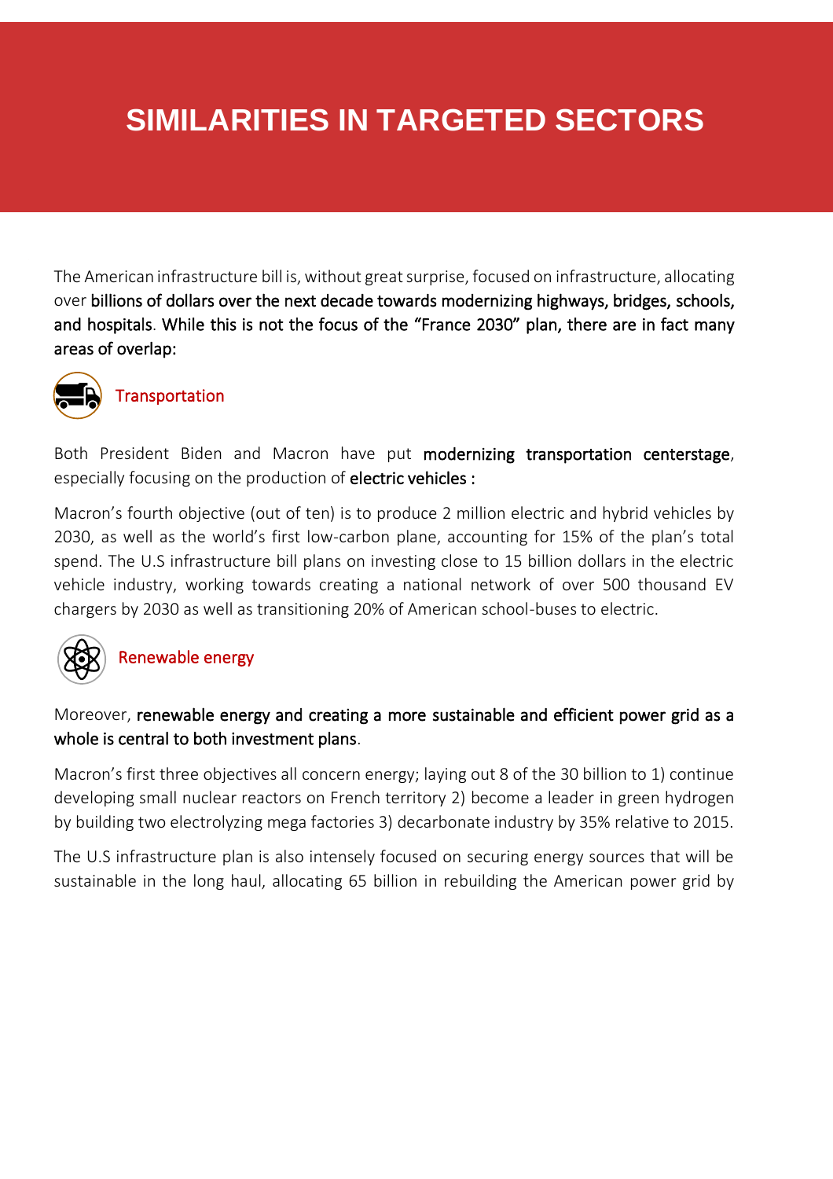# SIMILARITIES IN TARGETED SECTORS

The American infrastructure bill is, without great surprise, focused on infrastructure, allocating over **billions of dollars over the next decade towards modernizing highways, bridges, schools, and hospitals**. **While this is not the focus of the "France 2030" plan, there are in fact many areas of overlap:**

## Transportation

Both President Biden and Macron have put **modernizing transportation centerstage**, especially focusing on the production of **electric vehicles :**

Macron's fourth objective (out of ten) is to produce 2 million electric and hybrid vehicles by 2030, as well as the world's first low-carbon plane, accounting for 15% of the plan's total spend. The U.S infrastructure bill plans on investing close to 15 billion dollars in the electric vehicle industry, working towards creating a national network of over 500 thousand EV chargers by 2030 as well as transitioning 20% of American school-buses to electric.

## Renewable energy

Moreover, **renewable energy and creating a more sustainable and efficient power grid as a whole is central to both investment plans**.

Macron's first three objectives all concern energy; laying out 8 of the 30 billion to 1) continue developing small nuclear reactors on French territory 2) become a leader in green hydrogen by building two electrolyzing mega factories 3) decarbonate industry by 35% relative to 2015.

The U.S infrastructure plan is also intensely focused on securing energy sources that will be sustainable in the long haul, allocating 65 billion in rebuilding the American power grid by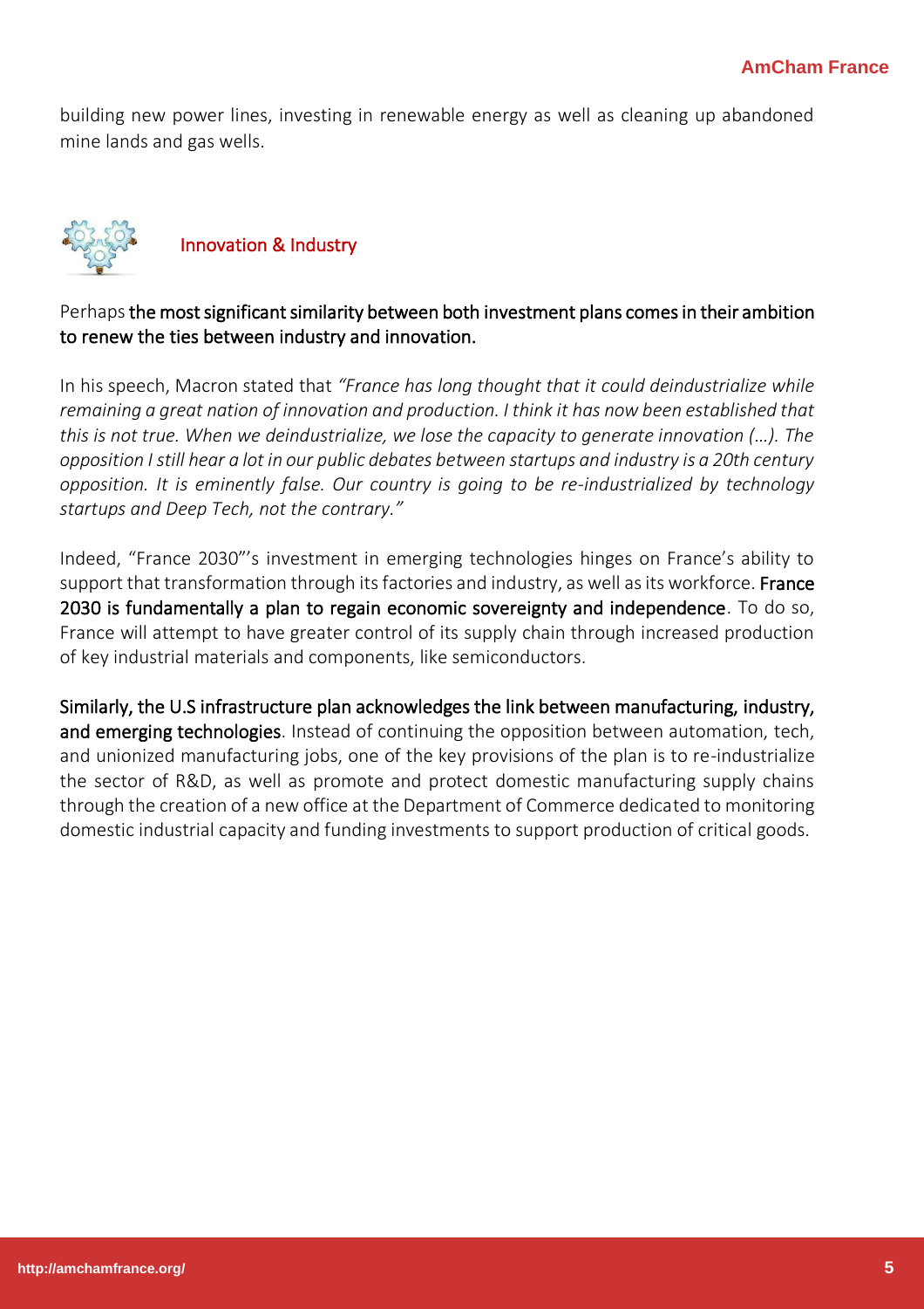building new power lines, investing in renewable energy as well as cleaning up abandoned mine lands and gas wells.

## Innovation & Industry

Perhaps **the most significant similarity between both investment plans comes in their ambition to renew the ties between industry and innovation.**

In his speech, Macron stated that *"France has long thought that it could deindustrialize while remaining a great nation of innovation and production. I think it has now been established that this is not true. When we deindustrialize, we lose the capacity to generate innovation (…). The opposition I still hear a lot in our public debates between startups and industry is a 20th century opposition. It is eminently false. Our country is going to be re-industrialized by technology startups and Deep Tech, not the contrary."*

Indeed, "France 2030"'s investment in emerging technologies hinges on France's ability to support that transformation through its factories and industry, as well as its workforce. **France 2030 is fundamentally a plan to regain economic sovereignty and independence**. To do so, France will attempt to have greater control of its supply chain through increased production of key industrial materials and components, like semiconductors.

**Similarly, the U.S infrastructure plan acknowledges the link between manufacturing, industry, and emerging technologies**. Instead of continuing the opposition between automation, tech, and unionized manufacturing jobs, one of the key provisions of the plan is to re-industrialize the sector of R&D, as well as promote and protect domestic manufacturing supply chains through the creation of a new office at the Department of Commerce dedicated to monitoring domestic industrial capacity and funding investments to support production of critical goods.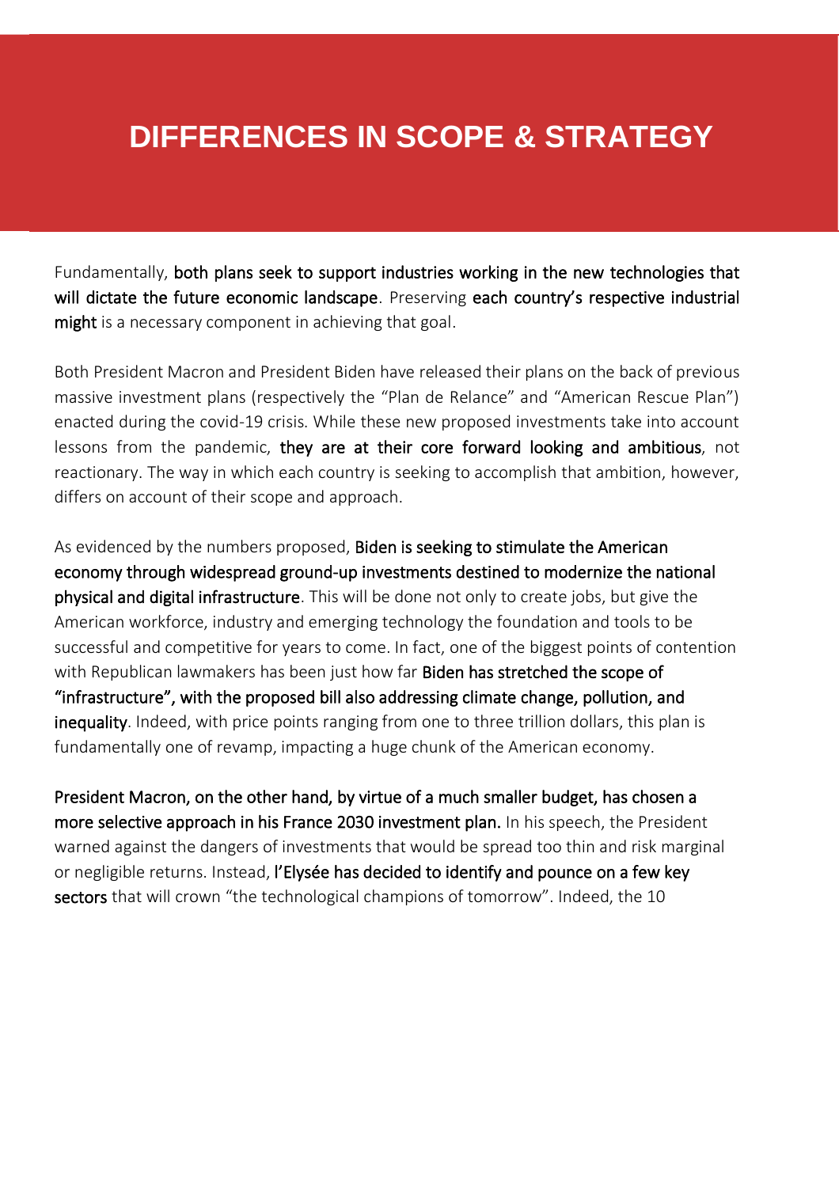# DIFFERENCES IN SCOPE & STRATEGY

Fundamentally, **both plans seek to support industries working in the new technologies that will dictate the future economic landscape**. Preserving **each country's respective industrial might** is a necessary component in achieving that goal.

Both President Macron and President Biden have released their plans on the back of previous massive investment plans (respectively the "Plan de Relance" and "American Rescue Plan") enacted during the covid-19 crisis. While these new proposed investments take into account lessons from the pandemic, **they are at their core forward looking and ambitious**, not reactionary. The way in which each country is seeking to accomplish that ambition, however, differs on account of their scope and approach.

As evidenced by the numbers proposed, **Biden is seeking to stimulate the American economy through widespread ground-up investments destined to modernize the national physical and digital infrastructure**. This will be done not only to create jobs, but give the American workforce, industry and emerging technology the foundation and tools to be successful and competitive for years to come. In fact, one of the biggest points of contention with Republican lawmakers has been just how far **Biden has stretched the scope of "infrastructure", with the proposed bill also addressing climate change, pollution, and inequality**. Indeed, with price points ranging from one to three trillion dollars, this plan is fundamentally one of revamp, impacting a huge chunk of the American economy.

**President Macron, on the other hand, by virtue of a much smaller budget, has chosen a more selective approach in his France 2030 investment plan.** In his speech, the President warned against the dangers of investments that would be spread too thin and risk marginal or negligible returns. Instead, **l'Elysée has decided to identify and pounce on a few key sectors** that will crown "the technological champions of tomorrow". Indeed, the 10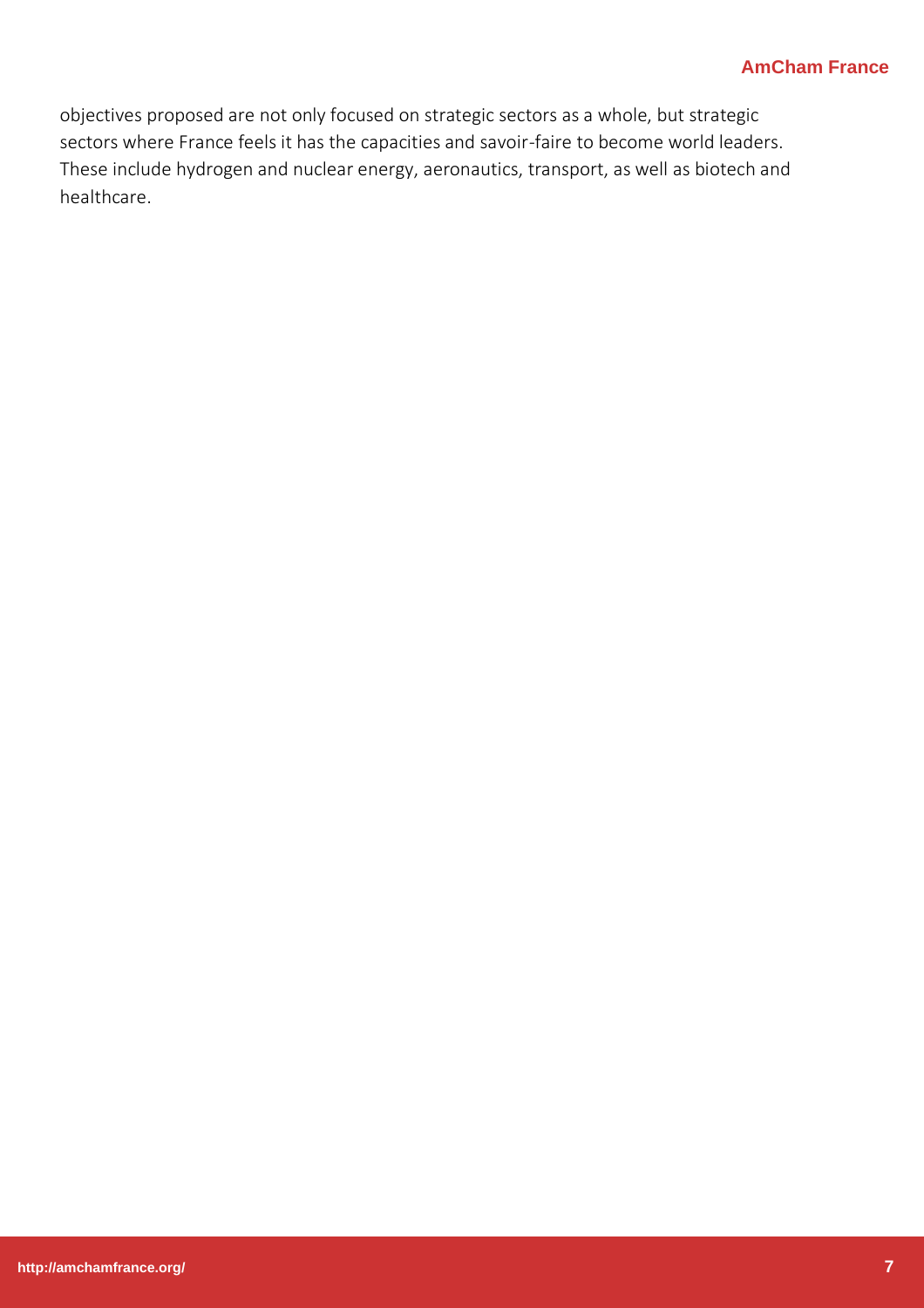objectives proposed are not only focused on strategic sectors as a whole, but strategic sectors where France feels it has the capacities and savoir-faire to become world leaders. These include hydrogen and nuclear energy, aeronautics, transport, as well as biotech and healthcare.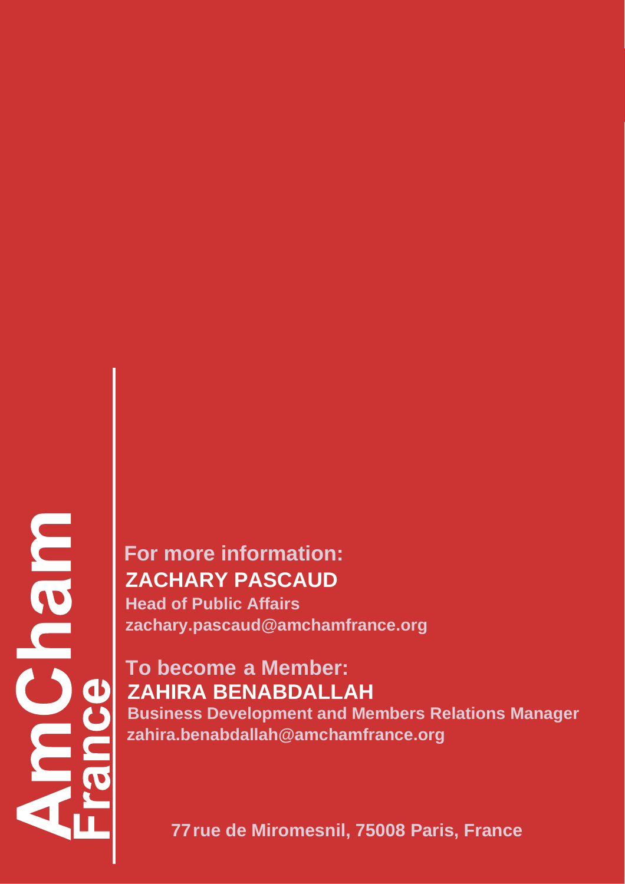AmCham France

**For more information:**

**ZACHARY PASCAUD**

**Head of Public Affairs**

**zachary.pascaud@amchamfrance.org**

**To become a Member:**

**ZAHIRA BENABDALLAH**

**Business Development and Members Relations Manager**

**zahira.benabdallah@amchamfrance.org**

**77 rue de Miromesnil, 75008 Paris, France**